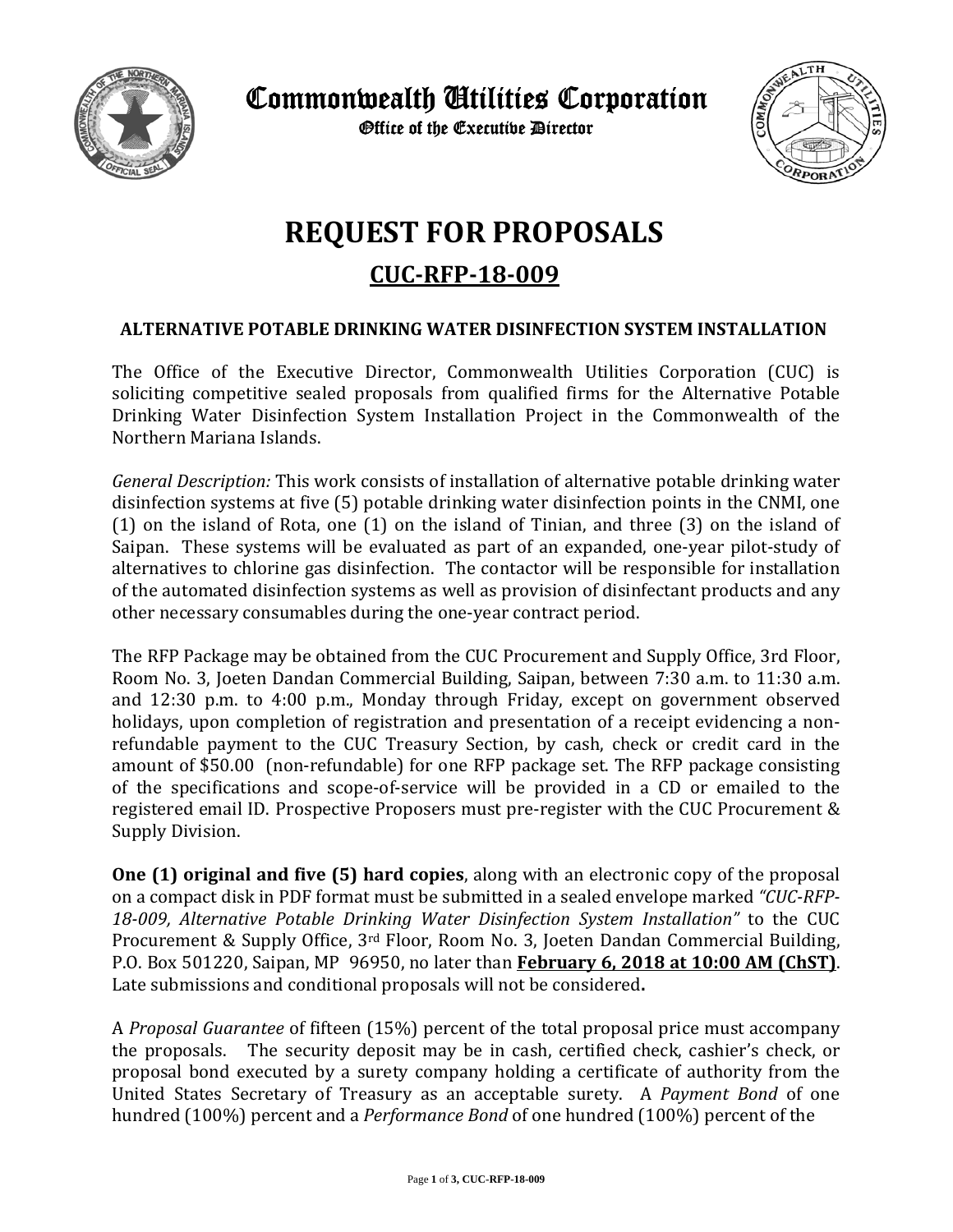# Commonwealth Utilities Corporation

Office of the Executive Director

# REQUEST FOR PROPOSALS

## CUC-RFP-18-009

### ALTERNATIVE POTABLE DRINKING WATER DISINFECTION SYSTEM INSTALLATION

The Office of the Executive Director, Commonwealth Utilities Corporation (CUC) is soliciting competitive sealed proposals from qualified firms for the Alternative Potable Drinking Water Disinfection System Installation Project in the Commonwealth of the Northern Mariana Islands.

*General Description:* This work consists of installation of alternative potable drinking water disinfection systems at five (5) potable drinking water disinfection points in the CNMI, one (1) on the island of Rota, one (1) on the island of Tinian, and three (3) on the island of Saipan. These systems will be evaluated as part of an expanded, one-year pilot-study of alternatives to chlorine gas disinfection. The contactor will be responsible for installation of the automated disinfection systems as well as provision of disinfectant products and any other necessary consumables during the one-year contract period.

The RFP Package may be obtained from the CUC Procurement and Supply Office, 3rd Floor, Room No. 3, Joeten Dandan Commercial Building, Saipan, between 7:30 a.m. to 11:30 a.m. and 12:30 p.m. to 4:00 p.m., Monday through Friday, except on government observed holidays, upon completion of registration and presentation of a receipt evidencing a non-refundable payment to the CUC Treasury Section, by cash, check or credit card in the amount of $50.00 (non-refundable) for one RFP package set. The RFP package consisting of the specifications and scope-of-service will be provided in a CD or emailed to the registered email ID. Prospective Proposers must pre-register with the CUC Procurement & Supply Division.

**One (1) original and five (5) hard copies**, along with an electronic copy of the proposal on a compact disk in PDF format must be submitted in a sealed envelope marked *"CUC-RFP-18-009, Alternative Potable Drinking Water Disinfection System Installation"* to the CUC Procurement & Supply Office, 3rd Floor, Room No. 3, Joeten Dandan Commercial Building, P.O. Box 501220, Saipan, MP 96950, no later than **February 6, 2018 at 10:00 AM (ChST)**. Late submissions and conditional proposals will not be considered**.**

A *Proposal Guarantee* of fifteen (15%) percent of the total proposal price must accompany the proposals. The security deposit may be in cash, certified check, cashier's check, or proposal bond executed by a surety company holding a certificate of authority from the United States Secretary of Treasury as an acceptable surety. A *Payment Bond* of one hundred (100%) percent and a *Performance Bond* of one hundred (100%) percent of the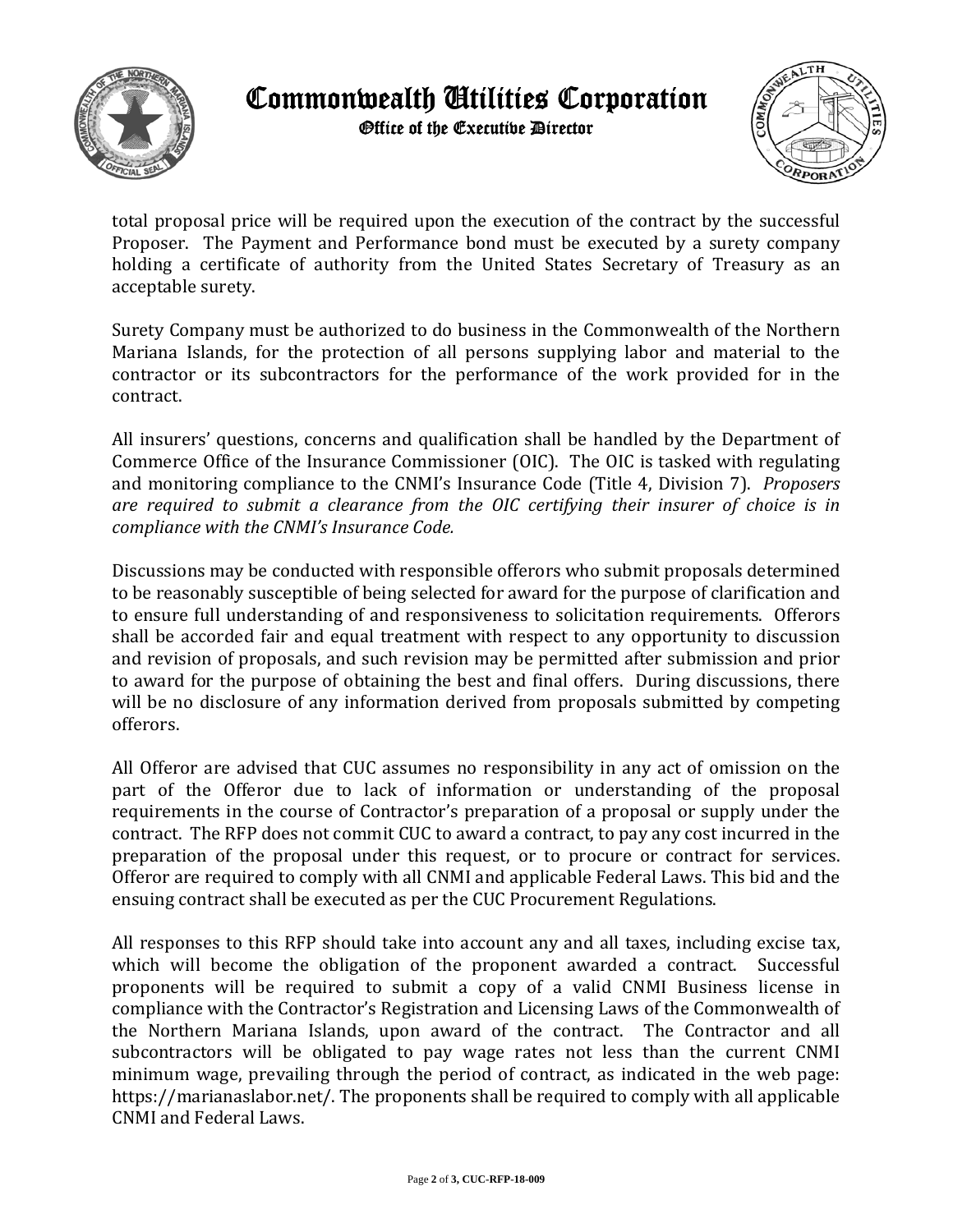total proposal price will be required upon the execution of the contract by the successful Proposer. The Payment and Performance bond must be executed by a surety company holding a certificate of authority from the United States Secretary of Treasury as an acceptable surety.

Surety Company must be authorized to do business in the Commonwealth of the Northern Mariana Islands, for the protection of all persons supplying labor and material to the contractor or its subcontractors for the performance of the work provided for in the contract.

All insurers' questions, concerns and qualification shall be handled by the Department of Commerce Office of the Insurance Commissioner (OIC). The OIC is tasked with regulating and monitoring compliance to the CNMI's Insurance Code (Title 4, Division 7). *Proposers are required to submit a clearance from the OIC certifying their insurer of choice is in compliance with the CNMI's Insurance Code.*

Discussions may be conducted with responsible offerors who submit proposals determined to be reasonably susceptible of being selected for award for the purpose of clarification and to ensure full understanding of and responsiveness to solicitation requirements. Offerors shall be accorded fair and equal treatment with respect to any opportunity to discussion and revision of proposals, and such revision may be permitted after submission and prior to award for the purpose of obtaining the best and final offers. During discussions, there will be no disclosure of any information derived from proposals submitted by competing offerors.

All Offeror are advised that CUC assumes no responsibility in any act of omission on the part of the Offeror due to lack of information or understanding of the proposal requirements in the course of Contractor's preparation of a proposal or supply under the contract. The RFP does not commit CUC to award a contract, to pay any cost incurred in the preparation of the proposal under this request, or to procure or contract for services. Offeror are required to comply with all CNMI and applicable Federal Laws. This bid and the ensuing contract shall be executed as per the CUC Procurement Regulations.

All responses to this RFP should take into account any and all taxes, including excise tax, which will become the obligation of the proponent awarded a contract. Successful proponents will be required to submit a copy of a valid CNMI Business license in compliance with the Contractor's Registration and Licensing Laws of the Commonwealth of the Northern Mariana Islands, upon award of the contract. The Contractor and all subcontractors will be obligated to pay wage rates not less than the current CNMI minimum wage, prevailing through the period of contract, as indicated in the web page: https://marianaslabor.net/. The proponents shall be required to comply with all applicable CNMI and Federal Laws.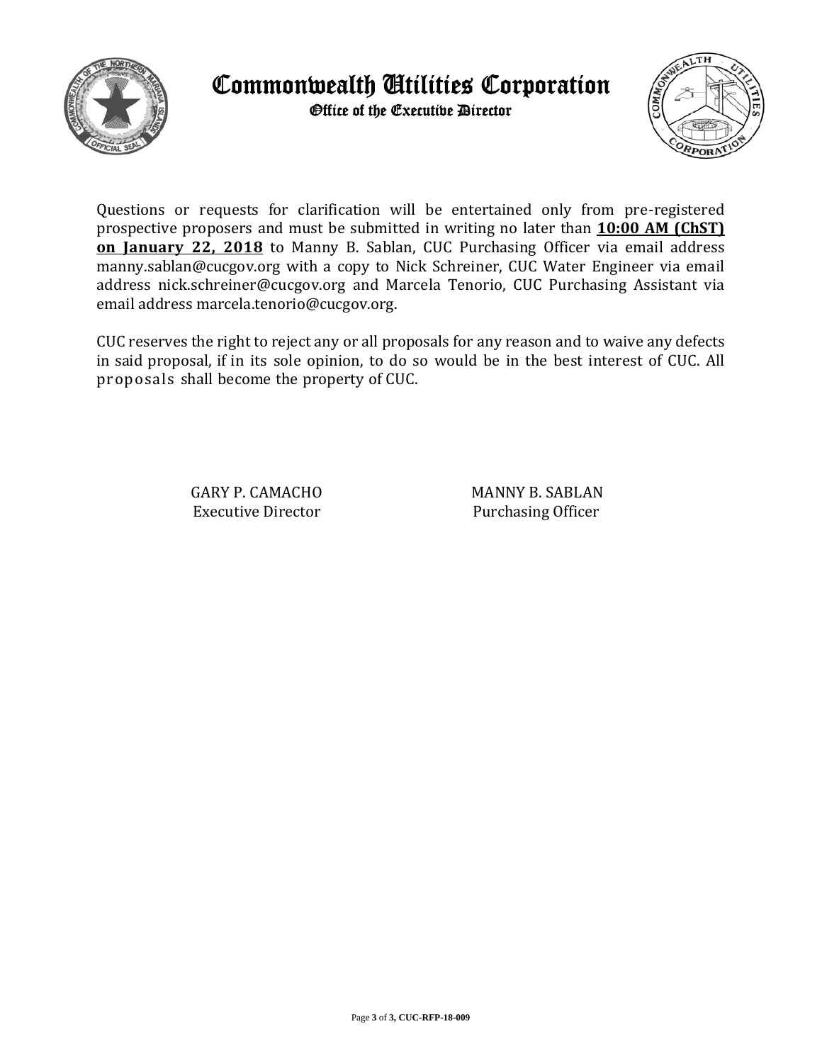# Commonwealth Utilities Corporation

Office of the Executive Director

Questions or requests for clarification will be entertained only from pre-registered prospective proposers and must be submitted in writing no later than **10:00 AM (ChST) on January 22, 2018** to Manny B. Sablan, CUC Purchasing Officer via email address manny.sablan@cucgov.org with a copy to Nick Schreiner, CUC Water Engineer via email address nick.schreiner@cucgov.org and Marcela Tenorio, CUC Purchasing Assistant via email address marcela.tenorio@cucgov.org.

CUC reserves the right to reject any or all proposals for any reason and to waive any defects in said proposal, if in its sole opinion, to do so would be in the best interest of CUC. All proposals shall become the property of CUC.

GARY P. CAMACHO
Executive Director

MANNY B. SABLAN
Purchasing Officer